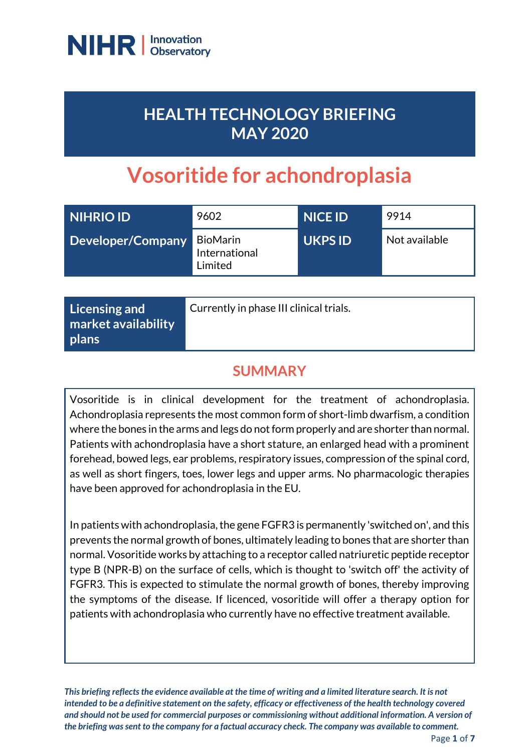NIHR | Innovation Observatory

# HEALTH TECHNOLOGY BRIEFING MAY 2020

# Vosoritide for achondroplasia

| NIHRIO ID | 9602 | NICE ID | 9914 |
|---|---|---|---|
| Developer/Company | BioMarin International Limited | UKPS ID | Not available |

| Licensing and market availability plans | Currently in phase III clinical trials. |
|---|---|

## SUMMARY

Vosoritide is in clinical development for the treatment of achondroplasia. Achondroplasia represents the most common form of short-limb dwarfism, a condition where the bones in the arms and legs do not form properly and are shorter than normal. Patients with achondroplasia have a short stature, an enlarged head with a prominent forehead, bowed legs, ear problems, respiratory issues, compression of the spinal cord, as well as short fingers, toes, lower legs and upper arms. No pharmacologic therapies have been approved for achondroplasia in the EU.

In patients with achondroplasia, the gene FGFR3 is permanently 'switched on', and this prevents the normal growth of bones, ultimately leading to bones that are shorter than normal. Vosoritide works by attaching to a receptor called natriuretic peptide receptor type B (NPR-B) on the surface of cells, which is thought to 'switch off' the activity of FGFR3. This is expected to stimulate the normal growth of bones, thereby improving the symptoms of the disease. If licenced, vosoritide will offer a therapy option for patients with achondroplasia who currently have no effective treatment available.

*This briefing reflects the evidence available at the time of writing and a limited literature search. It is not intended to be a definitive statement on the safety, efficacy or effectiveness of the health technology covered and should not be used for commercial purposes or commissioning without additional information. A version of the briefing was sent to the company for a factual accuracy check. The company was available to comment.*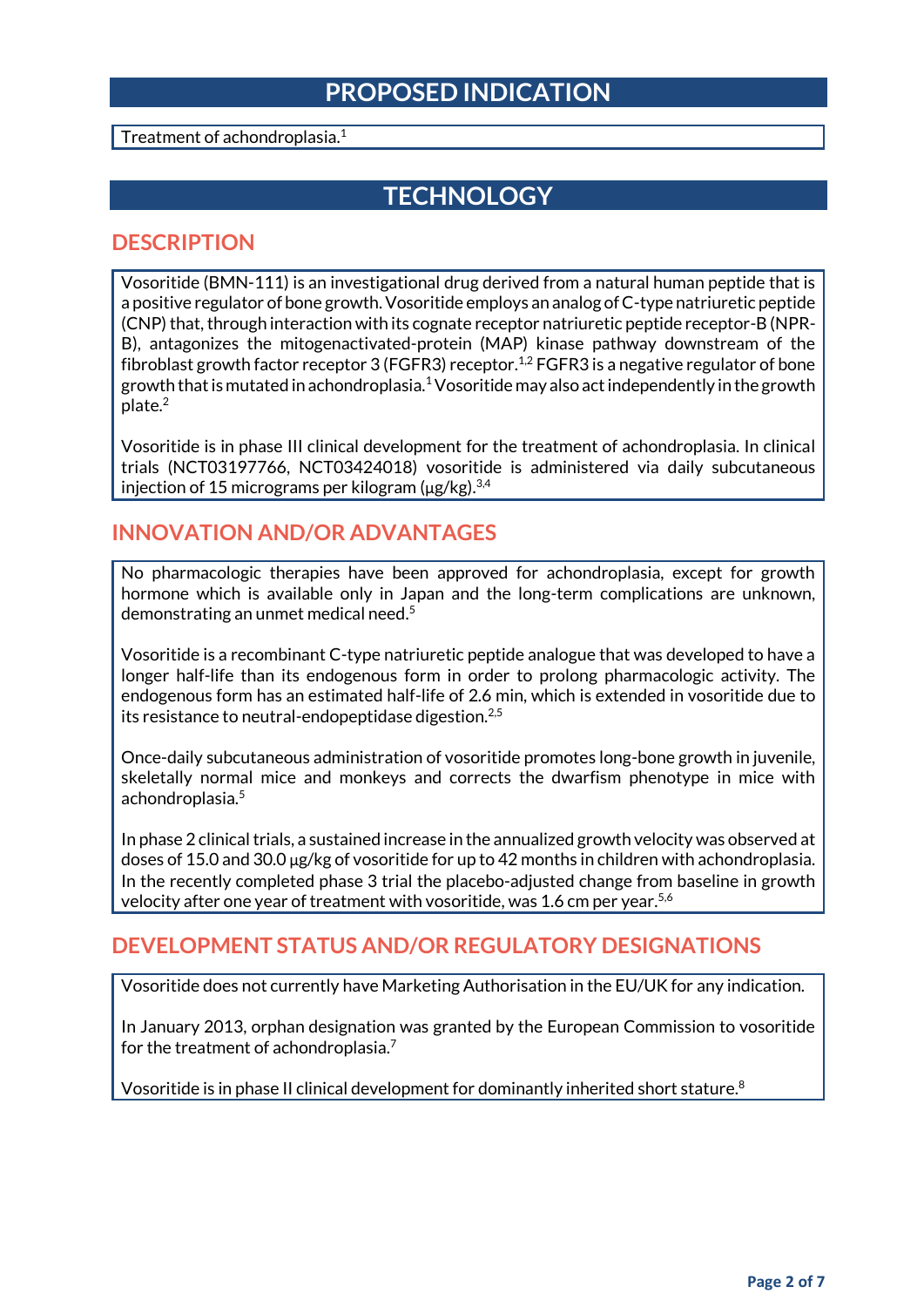# PROPOSED INDICATION

Treatment of achondroplasia.[1]

# TECHNOLOGY

## DESCRIPTION

Vosoritide (BMN-111) is an investigational drug derived from a natural human peptide that is a positive regulator of bone growth. Vosoritide employs an analog of C-type natriuretic peptide (CNP) that, through interaction with its cognate receptor natriuretic peptide receptor-B (NPR-B), antagonizes the mitogenactived-protein (MAP) kinase pathway downstream of the fibroblast growth factor receptor 3 (FGFR3) receptor.[1,2] FGFR3 is a negative regulator of bone growth that is mutated in achondroplasia.[1] Vosoritide may also act independently in the growth plate.[2]

Vosoritide is in phase III clinical development for the treatment of achondroplasia. In clinical trials (NCT03197766, NCT03424018) vosoritide is administered via daily subcutaneous injection of 15 micrograms per kilogram (μg/kg).[3,4]

## INNOVATION AND/OR ADVANTAGES

No pharmacologic therapies have been approved for achondroplasia, except for growth hormone which is available only in Japan and the long-term complications are unknown, demonstrating an unmet medical need.[5]

Vosoritide is a recombinant C-type natriuretic peptide analogue that was developed to have a longer half-life than its endogenous form in order to prolong pharmacologic activity. The endogenous form has an estimated half-life of 2.6 min, which is extended in vosoritide due to its resistance to neutral-endopeptidase digestion.[2,5]

Once-daily subcutaneous administration of vosoritide promotes long-bone growth in juvenile, skeletally normal mice and monkeys and corrects the dwarfism phenotype in mice with achondroplasia.[5]

In phase 2 clinical trials, a sustained increase in the annualized growth velocity was observed at doses of 15.0 and 30.0 μg/kg of vosoritide for up to 42 months in children with achondroplasia. In the recently completed phase 3 trial the placebo-adjusted change from baseline in growth velocity after one year of treatment with vosoritide, was 1.6 cm per year.[5,6]

## DEVELOPMENT STATUS AND/OR REGULATORY DESIGNATIONS

Vosoritide does not currently have Marketing Authorisation in the EU/UK for any indication.

In January 2013, orphan designation was granted by the European Commission to vosoritide for the treatment of achondroplasia.[7]

Vosoritide is in phase II clinical development for dominantly inherited short stature.[8]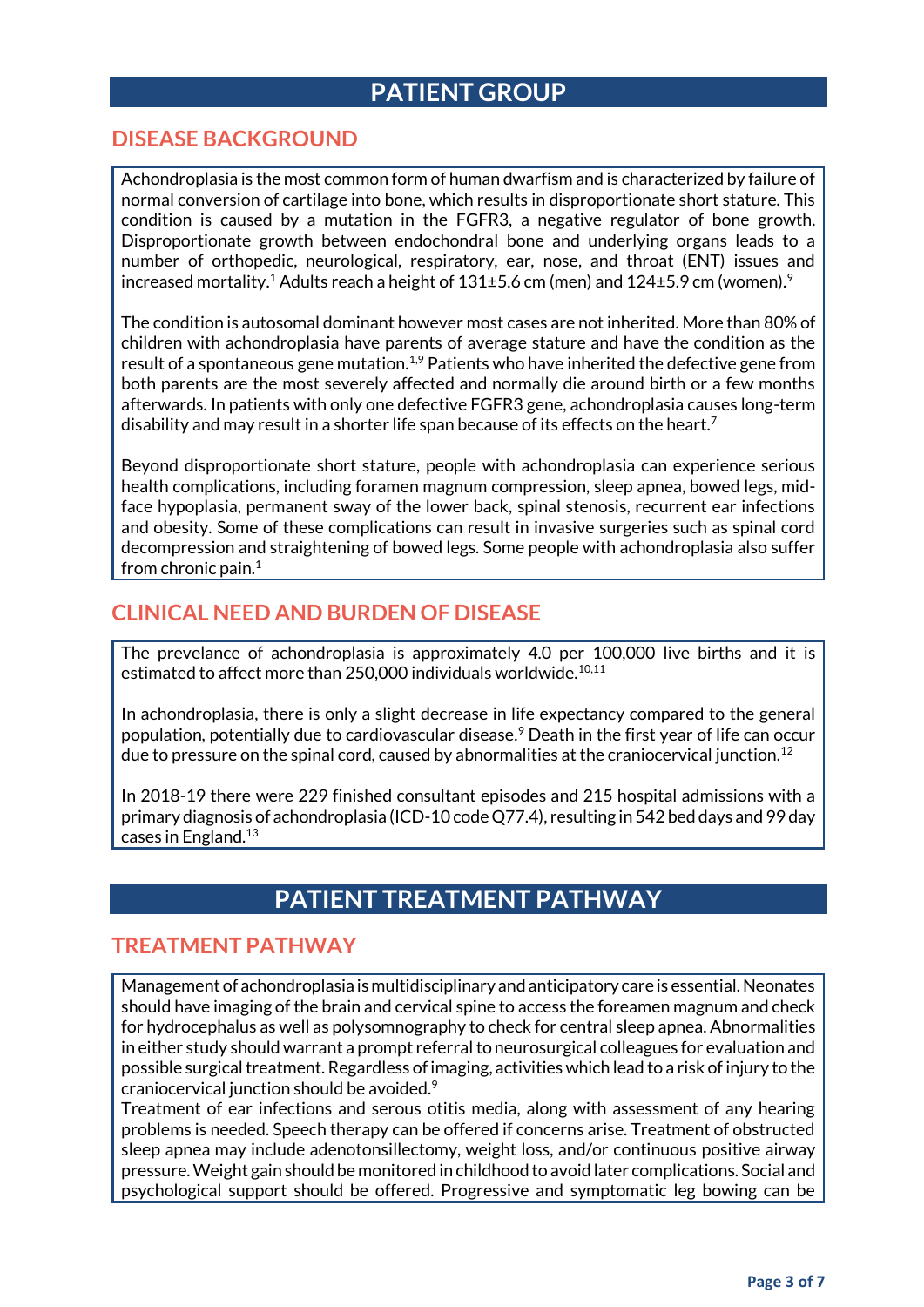# PATIENT GROUP

## DISEASE BACKGROUND

Achondroplasia is the most common form of human dwarfism and is characterized by failure of normal conversion of cartilage into bone, which results in disproportionate short stature. This condition is caused by a mutation in the FGFR3, a negative regulator of bone growth. Disproportionate growth between endochondral bone and underlying organs leads to a number of orthopedic, neurological, respiratory, ear, nose, and throat (ENT) issues and increased mortality.[1] Adults reach a height of 131±5.6 cm (men) and 124±5.9 cm (women).[9]

The condition is autosomal dominant however most cases are not inherited. More than 80% of children with achondroplasia have parents of average stature and have the condition as the result of a spontaneous gene mutation.[1,9] Patients who have inherited the defective gene from both parents are the most severely affected and normally die around birth or a few months afterwards. In patients with only one defective FGFR3 gene, achondroplasia causes long-term disability and may result in a shorter life span because of its effects on the heart.[7]

Beyond disproportionate short stature, people with achondroplasia can experience serious health complications, including foramen magnum compression, sleep apnea, bowed legs, mid-face hypoplasia, permanent sway of the lower back, spinal stenosis, recurrent ear infections and obesity. Some of these complications can result in invasive surgeries such as spinal cord decompression and straightening of bowed legs. Some people with achondroplasia also suffer from chronic pain.[1]

## CLINICAL NEED AND BURDEN OF DISEASE

The prevalence of achondroplasia is approximately 4.0 per 100,000 live births and it is estimated to affect more than 250,000 individuals worldwide.[10,11]

In achondroplasia, there is only a slight decrease in life expectancy compared to the general population, potentially due to cardiovascular disease.[9] Death in the first year of life can occur due to pressure on the spinal cord, caused by abnormalities at the craniocervical junction.[12]

In 2018-19 there were 229 finished consultant episodes and 215 hospital admissions with a primary diagnosis of achondroplasia (ICD-10 code Q77.4), resulting in 542 bed days and 99 day cases in England.[13]

# PATIENT TREATMENT PATHWAY

## TREATMENT PATHWAY

Management of achondroplasia is multidisciplinary and anticipatory care is essential. Neonates should have imaging of the brain and cervical spine to access the foramen magnum and check for hydrocephalus as well as polysomnography to check for central sleep apnea. Abnormalities in either study should warrant a prompt referral to neurosurgical colleagues for evaluation and possible surgical treatment. Regardless of imaging, activities which lead to a risk of injury to the craniocervical junction should be avoided.[9]

Treatment of ear infections and serous otitis media, along with assessment of any hearing problems is needed. Speech therapy can be offered if concerns arise. Treatment of obstructed sleep apnea may include adenotonsillectomy, weight loss, and/or continuous positive airway pressure. Weight gain should be monitored in childhood to avoid later complications. Social and psychological support should be offered. Progressive and symptomatic leg bowing can be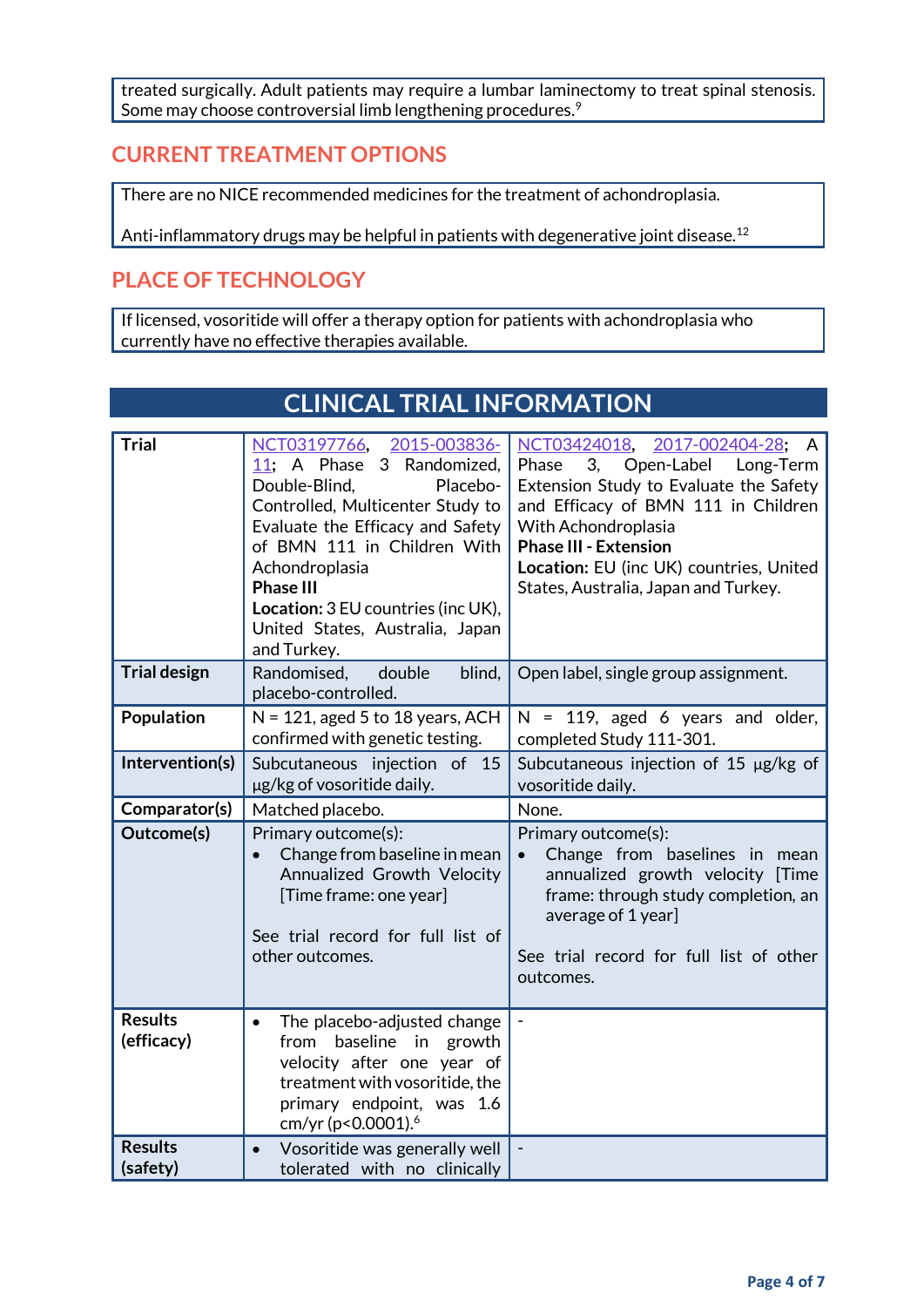treated surgically. Adult patients may require a lumbar laminectomy to treat spinal stenosis. Some may choose controversial limb lengthening procedures.[9]

## CURRENT TREATMENT OPTIONS

There are no NICE recommended medicines for the treatment of achondroplasia.

Anti-inflammatory drugs may be helpful in patients with degenerative joint disease.[12]

## PLACE OF TECHNOLOGY

If licensed, vosoritide will offer a therapy option for patients with achondroplasia who currently have no effective therapies available.

# CLINICAL TRIAL INFORMATION

| | | |
|---|---|---|
| **Trial** | NCT03197766, 2015-003836-11; A Phase 3 Randomized, Double-Blind, Placebo-Controlled, Multicenter Study to Evaluate the Efficacy and Safety of BMN 111 in Children With Achondroplasia<br>**Phase III**<br>**Location:** 3 EU countries (inc UK), United States, Australia, Japan and Turkey. | NCT03424018, 2017-002404-28; A Phase 3, Open-Label Long-Term Extension Study to Evaluate the Safety and Efficacy of BMN 111 in Children With Achondroplasia<br>**Phase III - Extension**<br>**Location:** EU (inc UK) countries, United States, Australia, Japan and Turkey. |
| **Trial design** | Randomised, double blind, placebo-controlled. | Open label, single group assignment. |
| **Population** | N = 121, aged 5 to 18 years, ACH confirmed with genetic testing. | N = 119, aged 6 years and older, completed Study 111-301. |
| **Intervention(s)** | Subcutaneous injection of 15 µg/kg of vosoritide daily. | Subcutaneous injection of 15 µg/kg of vosoritide daily. |
| **Comparator(s)** | Matched placebo. | None. |
| **Outcome(s)** | Primary outcome(s):<br>• Change from baseline in mean Annualized Growth Velocity [Time frame: one year]<br><br>See trial record for full list of other outcomes. | Primary outcome(s):<br>• Change from baselines in mean annualized growth velocity [Time frame: through study completion, an average of 1 year]<br><br>See trial record for full list of other outcomes. |
| **Results (efficacy)** | • The placebo-adjusted change from baseline in growth velocity after one year of treatment with vosoritide, the primary endpoint, was 1.6 cm/yr ($p<0.0001$).[6] | - |
| **Results (safety)** | • Vosoritide was generally well tolerated with no clinically | - |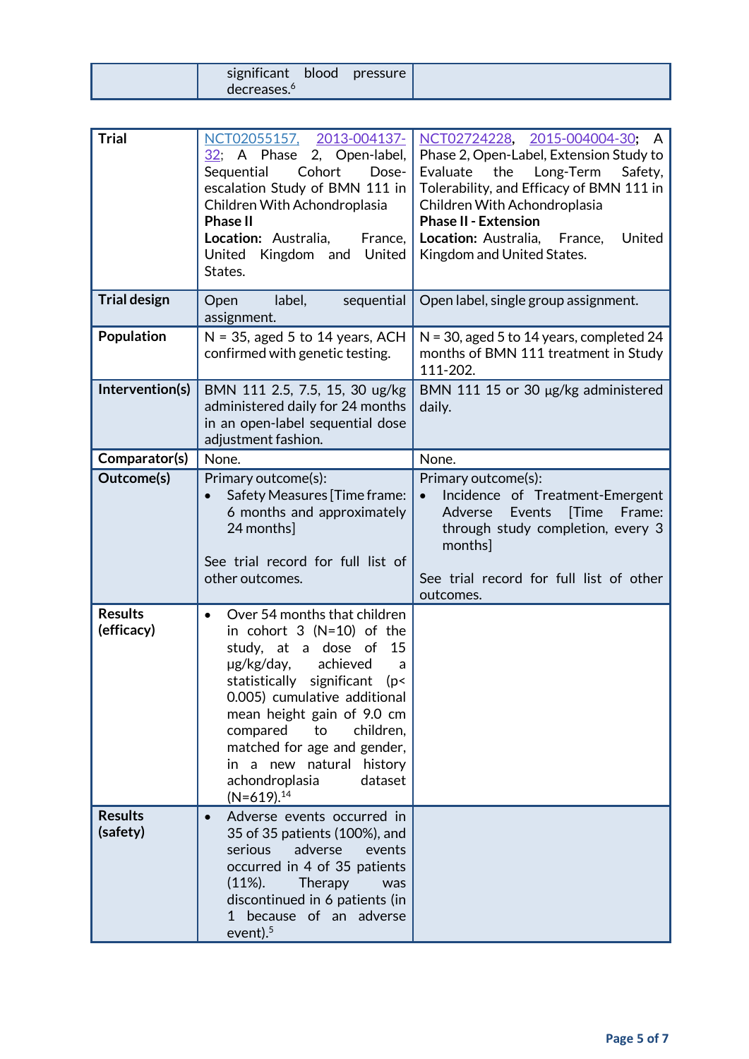| | significant blood pressure decreases.[6] | |
|---|---|---|

| Trial | NCT02055157, 2013-004137-32; A Phase 2, Open-label, Sequential Cohort Dose-escalation Study of BMN 111 in Children With Achondroplasia<br>**Phase II**<br>**Location:** Australia, France, United Kingdom and United States. | NCT02724228, 2015-004004-30; A Phase 2, Open-Label, Extension Study to Evaluate the Long-Term Safety, Tolerability, and Efficacy of BMN 111 in Children With Achondroplasia<br>**Phase II - Extension**<br>**Location:** Australia, France, United Kingdom and United States. |
|---|---|---|
| **Trial design** | Open label, sequential assignment. | Open label, single group assignment. |
| **Population** | N = 35, aged 5 to 14 years, ACH confirmed with genetic testing. | N = 30, aged 5 to 14 years, completed 24 months of BMN 111 treatment in Study 111-202. |
| **Intervention(s)** | BMN 111 2.5, 7.5, 15, 30 ug/kg administered daily for 24 months in an open-label sequential dose adjustment fashion. | BMN 111 15 or 30 µg/kg administered daily. |
| **Comparator(s)** | None. | None. |
| **Outcome(s)** | Primary outcome(s):<br>• Safety Measures [Time frame: 6 months and approximately 24 months]<br><br>See trial record for full list of other outcomes. | Primary outcome(s):<br>• Incidence of Treatment-Emergent Adverse Events [Time Frame: through study completion, every 3 months]<br><br>See trial record for full list of other outcomes. |
| **Results (efficacy)** | • Over 54 months that children in cohort 3 (N=10) of the study, at a dose of 15 µg/kg/day, achieved a statistically significant ($p < 0.005$) cumulative additional mean height gain of 9.0 cm compared to children, matched for age and gender, in a new natural history achondroplasia dataset (N=619).[14] | |
| **Results (safety)** | • Adverse events occurred in 35 of 35 patients (100%), and serious adverse events occurred in 4 of 35 patients (11%). Therapy was discontinued in 6 patients (in 1 because of an adverse event).[5] | |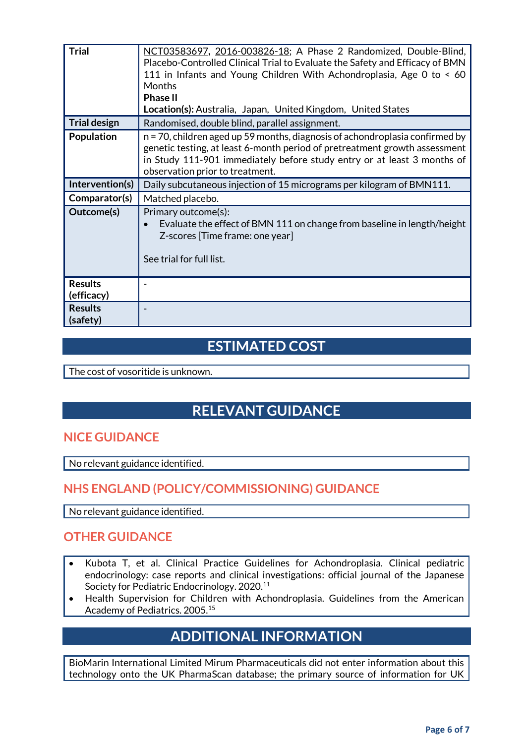| | |
|---|---|
| **Trial** | NCT03583697, 2016-003826-18; A Phase 2 Randomized, Double-Blind, Placebo-Controlled Clinical Trial to Evaluate the Safety and Efficacy of BMN 111 in Infants and Young Children With Achondroplasia, Age 0 to < 60 Months<br>**Phase II**<br>**Location(s):** Australia, Japan, United Kingdom, United States |
| **Trial design** | Randomised, double blind, parallel assignment. |
| **Population** | n = 70, children aged up 59 months, diagnosis of achondroplasia confirmed by genetic testing, at least 6-month period of pretreatment growth assessment in Study 111-901 immediately before study entry or at least 3 months of observation prior to treatment. |
| **Intervention(s)** | Daily subcutaneous injection of 15 micrograms per kilogram of BMN111. |
| **Comparator(s)** | Matched placebo. |
| **Outcome(s)** | Primary outcome(s):<br>• Evaluate the effect of BMN 111 on change from baseline in length/height Z-scores [Time frame: one year]<br><br>See trial for full list. |
| **Results (efficacy)** | - |
| **Results (safety)** | - |

# ESTIMATED COST

The cost of vosoritide is unknown.

# RELEVANT GUIDANCE

## NICE GUIDANCE

No relevant guidance identified.

## NHS ENGLAND (POLICY/COMMISSIONING) GUIDANCE

No relevant guidance identified.

## OTHER GUIDANCE

- Kubota T, et al. Clinical Practice Guidelines for Achondroplasia. Clinical pediatric endocrinology: case reports and clinical investigations: official journal of the Japanese Society for Pediatric Endocrinology. 2020.[11]
- Health Supervision for Children with Achondroplasia. Guidelines from the American Academy of Pediatrics. 2005.[15]

# ADDITIONAL INFORMATION

BioMarin International Limited Mirum Pharmaceuticals did not enter information about this technology onto the UK PharmaScan database; the primary source of information for UK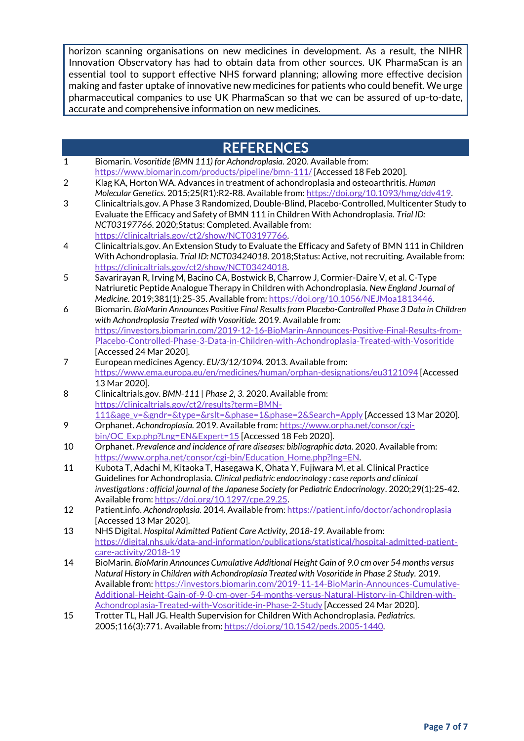horizon scanning organisations on new medicines in development. As a result, the NIHR Innovation Observatory has had to obtain data from other sources. UK PharmaScan is an essential tool to support effective NHS forward planning; allowing more effective decision making and faster uptake of innovative new medicines for patients who could benefit. We urge pharmaceutical companies to use UK PharmaScan so that we can be assured of up-to-date, accurate and comprehensive information on new medicines.

## REFERENCES

1. Biomarin. *Vosoritide (BMN 111) for Achondroplasia.* 2020. Available from: https://www.biomarin.com/products/pipeline/bmn-111/ [Accessed 18 Feb 2020].
2. Klag KA, Horton WA. Advances in treatment of achondroplasia and osteoarthritis. *Human Molecular Genetics*. 2015;25(R1):R2-R8. Available from: https://doi.org/10.1093/hmg/ddv419.
3. Clinicaltrials.gov. A Phase 3 Randomized, Double-Blind, Placebo-Controlled, Multicenter Study to Evaluate the Efficacy and Safety of BMN 111 in Children With Achondroplasia. *Trial ID: NCT03197766*. 2020;Status: Completed. Available from: https://clinicaltrials.gov/ct2/show/NCT03197766.
4. Clinicaltrials.gov. An Extension Study to Evaluate the Efficacy and Safety of BMN 111 in Children With Achondroplasia. *Trial ID: NCT03424018*. 2018;Status: Active, not recruiting. Available from: https://clinicaltrials.gov/ct2/show/NCT03424018.
5. Savarirayan R, Irving M, Bacino CA, Bostwick B, Charrow J, Cormier-Daire V, et al. C-Type Natriuretic Peptide Analogue Therapy in Children with Achondroplasia. *New England Journal of Medicine*. 2019;381(1):25-35. Available from: https://doi.org/10.1056/NEJMoa1813446.
6. Biomarin. *BioMarin Announces Positive Final Results from Placebo-Controlled Phase 3 Data in Children with Achondroplasia Treated with Vosoritide.* 2019. Available from: https://investors.biomarin.com/2019-12-16-BioMarin-Announces-Positive-Final-Results-from-Placebo-Controlled-Phase-3-Data-in-Children-with-Achondroplasia-Treated-with-Vosoritide [Accessed 24 Mar 2020].
7. European medicines Agency. *EU/3/12/1094.* 2013. Available from: https://www.ema.europa.eu/en/medicines/human/orphan-designations/eu3121094 [Accessed 13 Mar 2020].
8. Clinicaltrials.gov. *BMN-111 | Phase 2, 3.* 2020. Available from: https://clinicaltrials.gov/ct2/results?term=BMN-111&age_v=&gndr=&type=&rslt=&phase=1&phase=2&Search=Apply [Accessed 13 Mar 2020].
9. Orphanet. *Achondroplasia.* 2019. Available from: https://www.orpha.net/consor/cgi-bin/OC_Exp.php?Lng=EN&Expert=15 [Accessed 18 Feb 2020].
10. Orphanet. *Prevalence and incidence of rare diseases: bibliographic data*. 2020. Available from: https://www.orpha.net/consor/cgi-bin/Education_Home.php?lng=EN.
11. Kubota T, Adachi M, Kitaoka T, Hasegawa K, Ohata Y, Fujiwara M, et al. Clinical Practice Guidelines for Achondroplasia. *Clinical pediatric endocrinology : case reports and clinical investigations : official journal of the Japanese Society for Pediatric Endocrinology*. 2020;29(1):25-42. Available from: https://doi.org/10.1297/cpe.29.25.
12. Patient.info. *Achondroplasia.* 2014. Available from: https://patient.info/doctor/achondroplasia [Accessed 13 Mar 2020].
13. NHS Digital. *Hospital Admitted Patient Care Activity, 2018-19*. Available from: https://digital.nhs.uk/data-and-information/publications/statistical/hospital-admitted-patient-care-activity/2018-19
14. BioMarin. *BioMarin Announces Cumulative Additional Height Gain of 9.0 cm over 54 months versus Natural History in Children with Achondroplasia Treated with Vosoritide in Phase 2 Study.* 2019. Available from: https://investors.biomarin.com/2019-11-14-BioMarin-Announces-Cumulative-Additional-Height-Gain-of-9-0-cm-over-54-months-versus-Natural-History-in-Children-with-Achondroplasia-Treated-with-Vosoritide-in-Phase-2-Study [Accessed 24 Mar 2020].
15. Trotter TL, Hall JG. Health Supervision for Children With Achondroplasia. *Pediatrics*. 2005;116(3):771. Available from: https://doi.org/10.1542/peds.2005-1440.